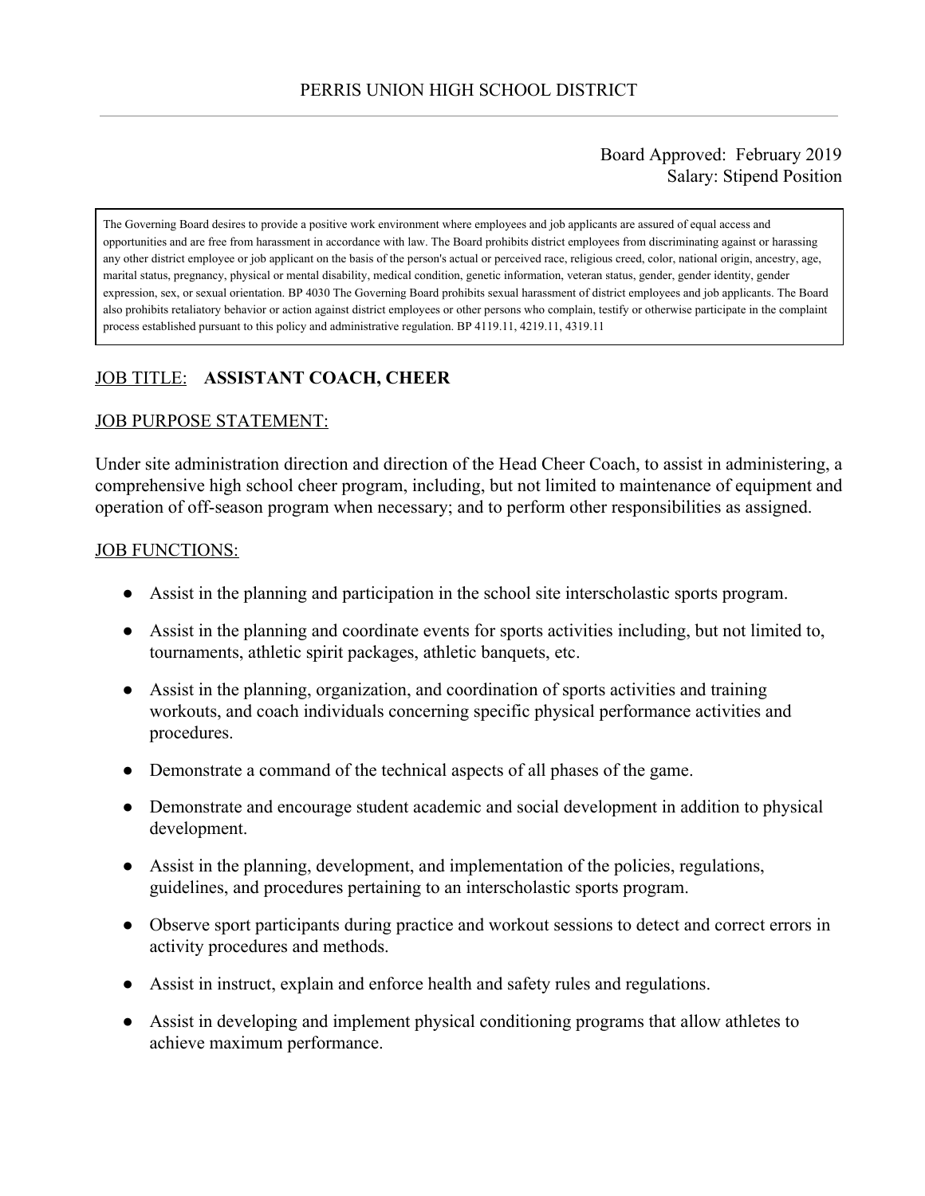# PERRIS UNION HIGH SCHOOL DISTRICT

Board Approved: February 2019
Salary: Stipend Position

The Governing Board desires to provide a positive work environment where employees and job applicants are assured of equal access and opportunities and are free from harassment in accordance with law. The Board prohibits district employees from discriminating against or harassing any other district employee or job applicant on the basis of the person's actual or perceived race, religious creed, color, national origin, ancestry, age, marital status, pregnancy, physical or mental disability, medical condition, genetic information, veteran status, gender, gender identity, gender expression, sex, or sexual orientation. BP 4030 The Governing Board prohibits sexual harassment of district employees and job applicants. The Board also prohibits retaliatory behavior or action against district employees or other persons who complain, testify or otherwise participate in the complaint process established pursuant to this policy and administrative regulation. BP 4119.11, 4219.11, 4319.11

JOB TITLE: **ASSISTANT COACH, CHEER**

JOB PURPOSE STATEMENT:

Under site administration direction and direction of the Head Cheer Coach, to assist in administering, a comprehensive high school cheer program, including, but not limited to maintenance of equipment and operation of off-season program when necessary; and to perform other responsibilities as assigned.

JOB FUNCTIONS:

- Assist in the planning and participation in the school site interscholastic sports program.
- Assist in the planning and coordinate events for sports activities including, but not limited to, tournaments, athletic spirit packages, athletic banquets, etc.
- Assist in the planning, organization, and coordination of sports activities and training workouts, and coach individuals concerning specific physical performance activities and procedures.
- Demonstrate a command of the technical aspects of all phases of the game.
- Demonstrate and encourage student academic and social development in addition to physical development.
- Assist in the planning, development, and implementation of the policies, regulations, guidelines, and procedures pertaining to an interscholastic sports program.
- Observe sport participants during practice and workout sessions to detect and correct errors in activity procedures and methods.
- Assist in instruct, explain and enforce health and safety rules and regulations.
- Assist in developing and implement physical conditioning programs that allow athletes to achieve maximum performance.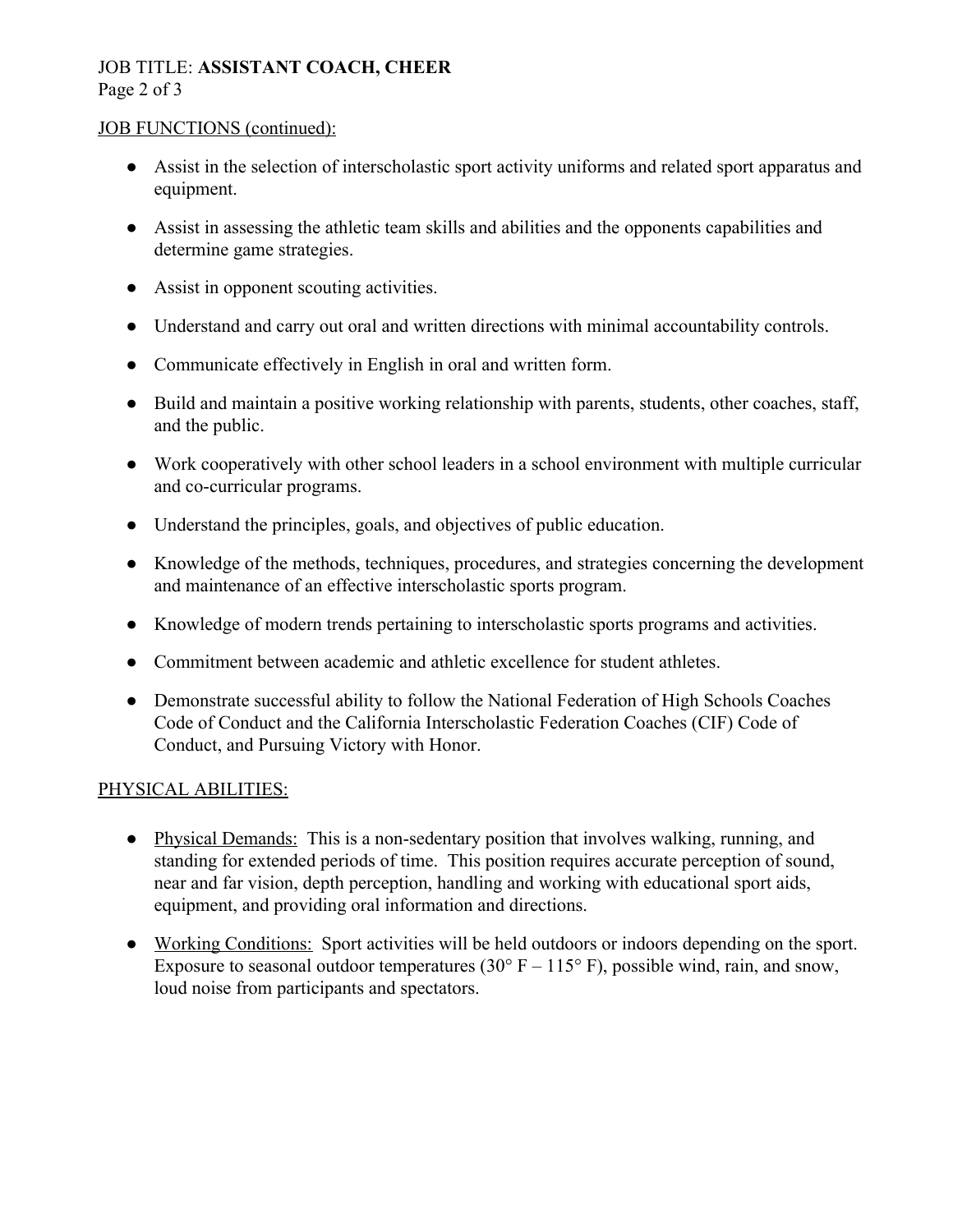JOB FUNCTIONS (continued):

- Assist in the selection of interscholastic sport activity uniforms and related sport apparatus and equipment.
- Assist in assessing the athletic team skills and abilities and the opponents capabilities and determine game strategies.
- Assist in opponent scouting activities.
- Understand and carry out oral and written directions with minimal accountability controls.
- Communicate effectively in English in oral and written form.
- Build and maintain a positive working relationship with parents, students, other coaches, staff, and the public.
- Work cooperatively with other school leaders in a school environment with multiple curricular and co-curricular programs.
- Understand the principles, goals, and objectives of public education.
- Knowledge of the methods, techniques, procedures, and strategies concerning the development and maintenance of an effective interscholastic sports program.
- Knowledge of modern trends pertaining to interscholastic sports programs and activities.
- Commitment between academic and athletic excellence for student athletes.
- Demonstrate successful ability to follow the National Federation of High Schools Coaches Code of Conduct and the California Interscholastic Federation Coaches (CIF) Code of Conduct, and Pursuing Victory with Honor.

PHYSICAL ABILITIES:

- Physical Demands: This is a non-sedentary position that involves walking, running, and standing for extended periods of time. This position requires accurate perception of sound, near and far vision, depth perception, handling and working with educational sport aids, equipment, and providing oral information and directions.
- Working Conditions: Sport activities will be held outdoors or indoors depending on the sport. Exposure to seasonal outdoor temperatures (30° F – 115° F), possible wind, rain, and snow, loud noise from participants and spectators.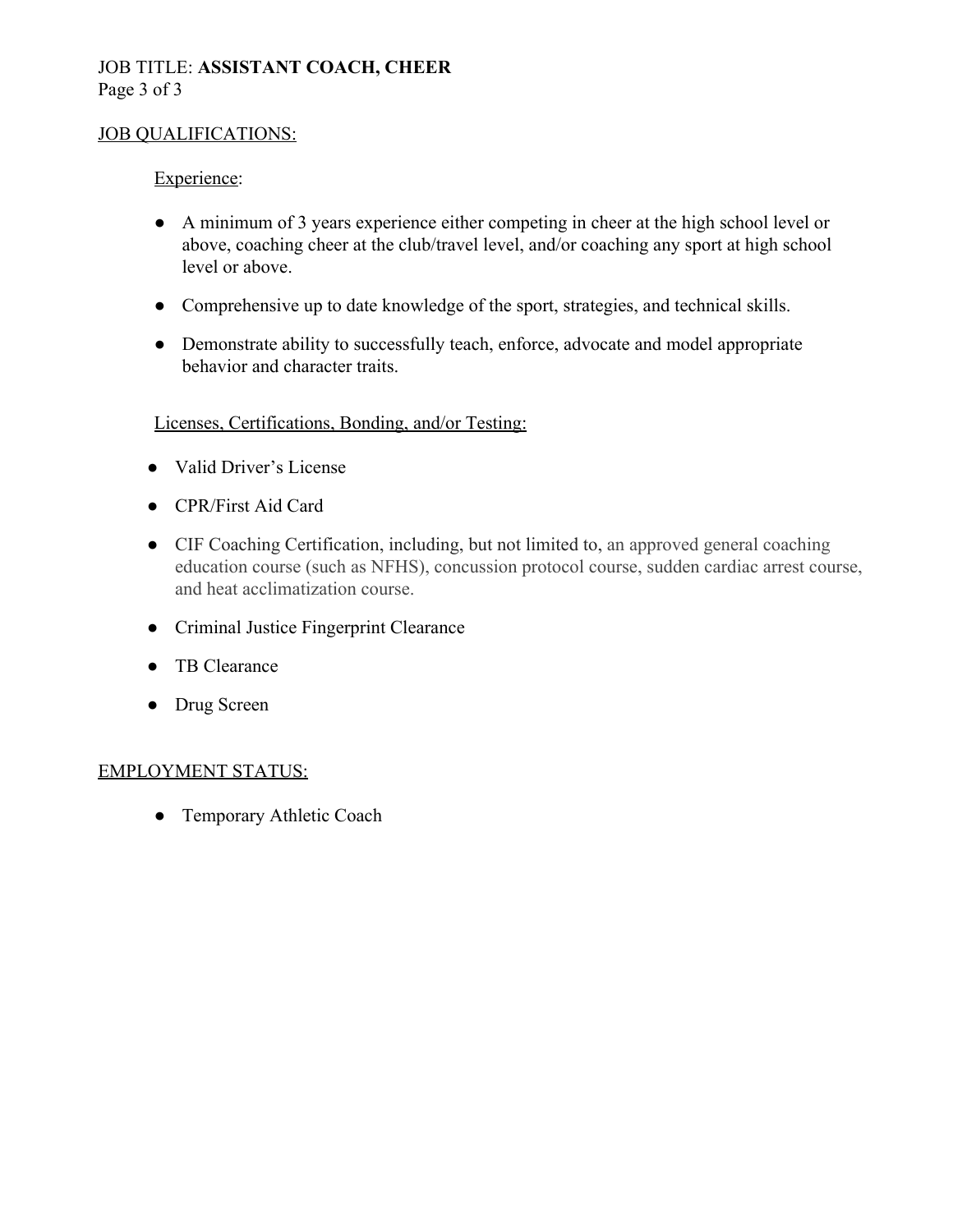## JOB QUALIFICATIONS:

### Experience:

- A minimum of 3 years experience either competing in cheer at the high school level or above, coaching cheer at the club/travel level, and/or coaching any sport at high school level or above.
- Comprehensive up to date knowledge of the sport, strategies, and technical skills.
- Demonstrate ability to successfully teach, enforce, advocate and model appropriate behavior and character traits.

### Licenses, Certifications, Bonding, and/or Testing:

- Valid Driver's License
- CPR/First Aid Card
- CIF Coaching Certification, including, but not limited to, an approved general coaching education course (such as NFHS), concussion protocol course, sudden cardiac arrest course, and heat acclimatization course.
- Criminal Justice Fingerprint Clearance
- TB Clearance
- Drug Screen

## EMPLOYMENT STATUS:

- Temporary Athletic Coach